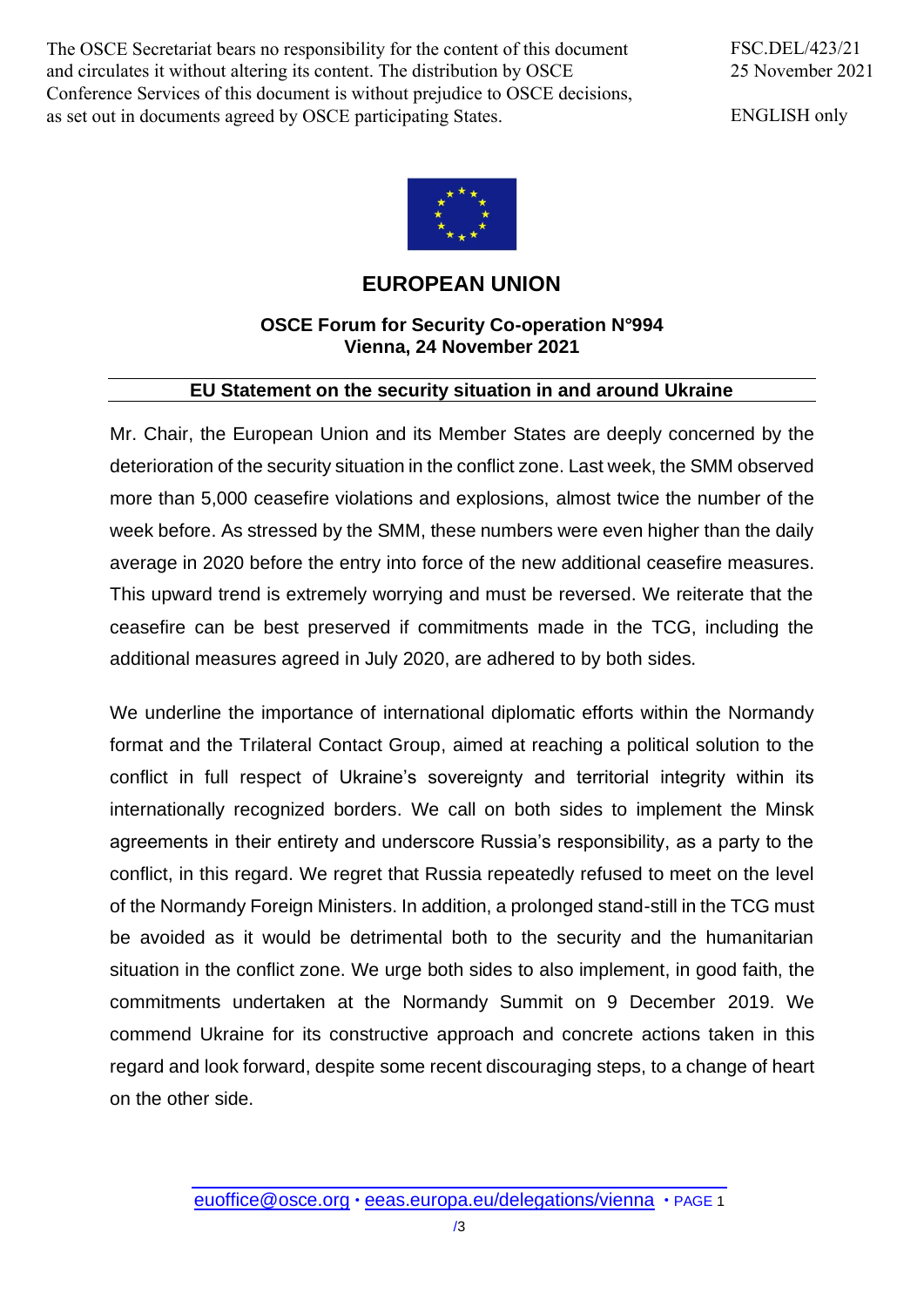The OSCE Secretariat bears no responsibility for the content of this document and circulates it without altering its content. The distribution by OSCE Conference Services of this document is without prejudice to OSCE decisions, as set out in documents agreed by OSCE participating States.

FSC.DEL/423/21
25 November 2021

ENGLISH only

# EUROPEAN UNION

**OSCE Forum for Security Co-operation N°994**
**Vienna, 24 November 2021**

## EU Statement on the security situation in and around Ukraine

Mr. Chair, the European Union and its Member States are deeply concerned by the deterioration of the security situation in the conflict zone. Last week, the SMM observed more than 5,000 ceasefire violations and explosions, almost twice the number of the week before. As stressed by the SMM, these numbers were even higher than the daily average in 2020 before the entry into force of the new additional ceasefire measures. This upward trend is extremely worrying and must be reversed. We reiterate that the ceasefire can be best preserved if commitments made in the TCG, including the additional measures agreed in July 2020, are adhered to by both sides.

We underline the importance of international diplomatic efforts within the Normandy format and the Trilateral Contact Group, aimed at reaching a political solution to the conflict in full respect of Ukraine's sovereignty and territorial integrity within its internationally recognized borders. We call on both sides to implement the Minsk agreements in their entirety and underscore Russia's responsibility, as a party to the conflict, in this regard. We regret that Russia repeatedly refused to meet on the level of the Normandy Foreign Ministers. In addition, a prolonged stand-still in the TCG must be avoided as it would be detrimental both to the security and the humanitarian situation in the conflict zone. We urge both sides to also implement, in good faith, the commitments undertaken at the Normandy Summit on 9 December 2019. We commend Ukraine for its constructive approach and concrete actions taken in this regard and look forward, despite some recent discouraging steps, to a change of heart on the other side.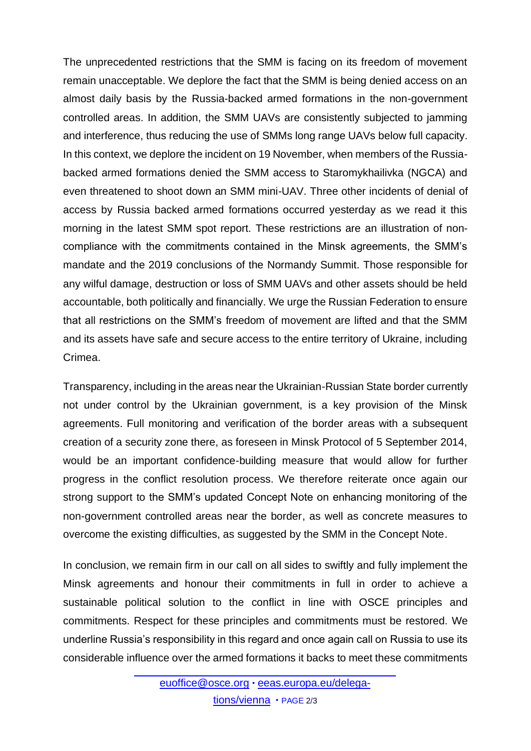The unprecedented restrictions that the SMM is facing on its freedom of movement remain unacceptable. We deplore the fact that the SMM is being denied access on an almost daily basis by the Russia-backed armed formations in the non-government controlled areas. In addition, the SMM UAVs are consistently subjected to jamming and interference, thus reducing the use of SMMs long range UAVs below full capacity. In this context, we deplore the incident on 19 November, when members of the Russia-backed armed formations denied the SMM access to Staromykhailivka (NGCA) and even threatened to shoot down an SMM mini-UAV. Three other incidents of denial of access by Russia backed armed formations occurred yesterday as we read it this morning in the latest SMM spot report. These restrictions are an illustration of non-compliance with the commitments contained in the Minsk agreements, the SMM's mandate and the 2019 conclusions of the Normandy Summit. Those responsible for any wilful damage, destruction or loss of SMM UAVs and other assets should be held accountable, both politically and financially. We urge the Russian Federation to ensure that all restrictions on the SMM's freedom of movement are lifted and that the SMM and its assets have safe and secure access to the entire territory of Ukraine, including Crimea.

Transparency, including in the areas near the Ukrainian-Russian State border currently not under control by the Ukrainian government, is a key provision of the Minsk agreements. Full monitoring and verification of the border areas with a subsequent creation of a security zone there, as foreseen in Minsk Protocol of 5 September 2014, would be an important confidence-building measure that would allow for further progress in the conflict resolution process. We therefore reiterate once again our strong support to the SMM's updated Concept Note on enhancing monitoring of the non-government controlled areas near the border, as well as concrete measures to overcome the existing difficulties, as suggested by the SMM in the Concept Note.

In conclusion, we remain firm in our call on all sides to swiftly and fully implement the Minsk agreements and honour their commitments in full in order to achieve a sustainable political solution to the conflict in line with OSCE principles and commitments. Respect for these principles and commitments must be restored. We underline Russia's responsibility in this regard and once again call on Russia to use its considerable influence over the armed formations it backs to meet these commitments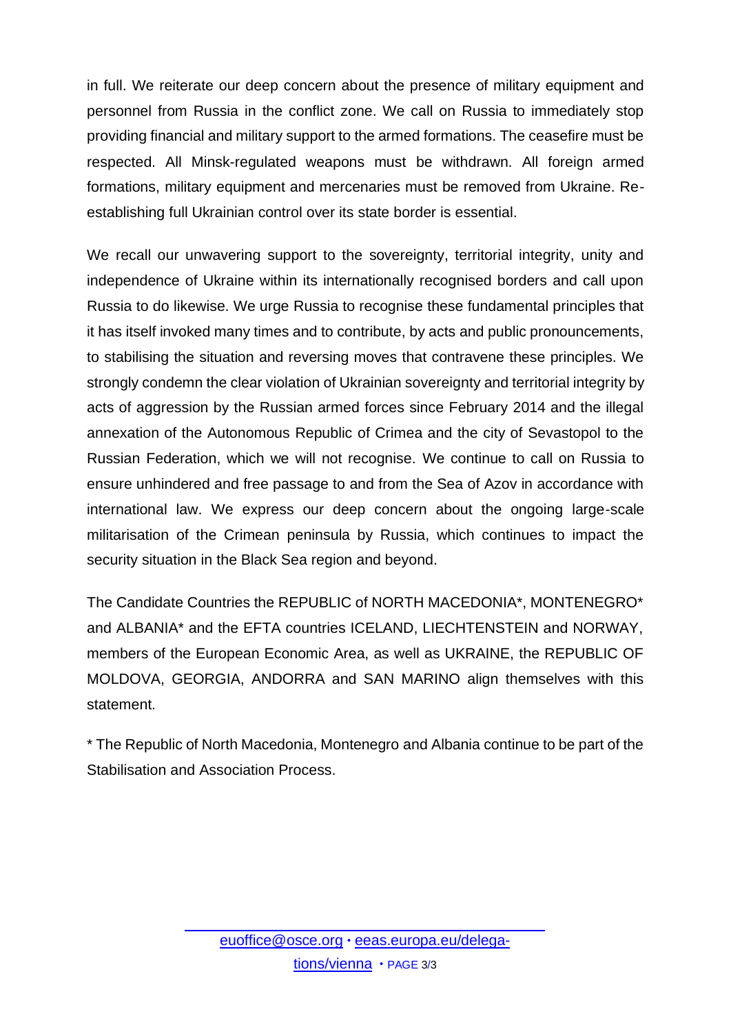in full. We reiterate our deep concern about the presence of military equipment and personnel from Russia in the conflict zone. We call on Russia to immediately stop providing financial and military support to the armed formations. The ceasefire must be respected. All Minsk-regulated weapons must be withdrawn. All foreign armed formations, military equipment and mercenaries must be removed from Ukraine. Re-establishing full Ukrainian control over its state border is essential.

We recall our unwavering support to the sovereignty, territorial integrity, unity and independence of Ukraine within its internationally recognised borders and call upon Russia to do likewise. We urge Russia to recognise these fundamental principles that it has itself invoked many times and to contribute, by acts and public pronouncements, to stabilising the situation and reversing moves that contravene these principles. We strongly condemn the clear violation of Ukrainian sovereignty and territorial integrity by acts of aggression by the Russian armed forces since February 2014 and the illegal annexation of the Autonomous Republic of Crimea and the city of Sevastopol to the Russian Federation, which we will not recognise. We continue to call on Russia to ensure unhindered and free passage to and from the Sea of Azov in accordance with international law. We express our deep concern about the ongoing large-scale militarisation of the Crimean peninsula by Russia, which continues to impact the security situation in the Black Sea region and beyond.

The Candidate Countries the REPUBLIC of NORTH MACEDONIA*, MONTENEGRO* and ALBANIA* and the EFTA countries ICELAND, LIECHTENSTEIN and NORWAY, members of the European Economic Area, as well as UKRAINE, the REPUBLIC OF MOLDOVA, GEORGIA, ANDORRA and SAN MARINO align themselves with this statement.

* The Republic of North Macedonia, Montenegro and Albania continue to be part of the Stabilisation and Association Process.